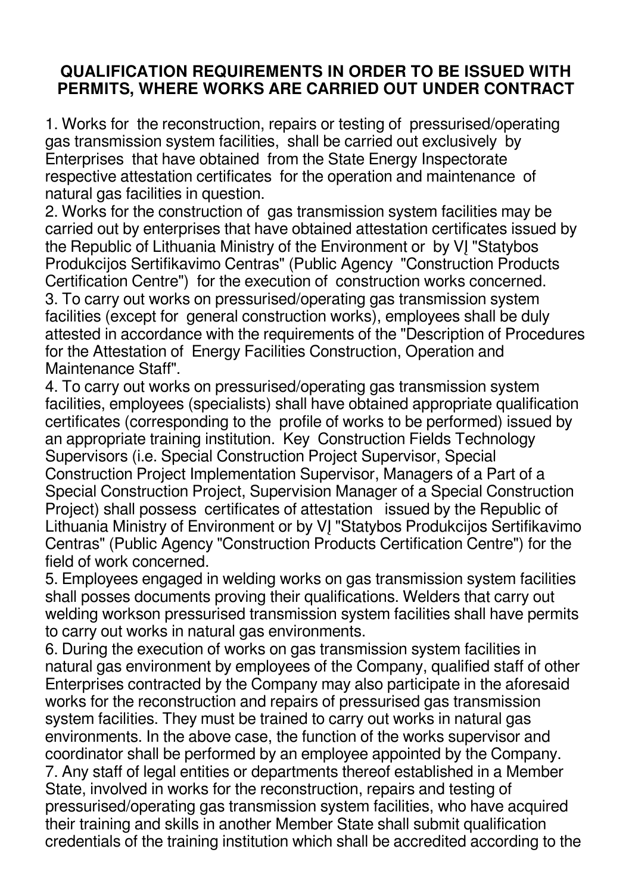**QUALIFICATION REQUIREMENTS IN ORDER TO BE ISSUED WITH PERMITS, WHERE WORKS ARE CARRIED OUT UNDER CONTRACT**

1. Works for the reconstruction, repairs or testing of pressurised/operating gas transmission system facilities, shall be carried out exclusively by Enterprises that have obtained from the State Energy Inspectorate respective attestation certificates for the operation and maintenance of natural gas facilities in question.
2. Works for the construction of gas transmission system facilities may be carried out by enterprises that have obtained attestation certificates issued by the Republic of Lithuania Ministry of the Environment or by VĮ "Statybos Produkcijos Sertifikavimo Centras" (Public Agency "Construction Products Certification Centre") for the execution of construction works concerned.
3. To carry out works on pressurised/operating gas transmission system facilities (except for general construction works), employees shall be duly attested in accordance with the requirements of the "Description of Procedures for the Attestation of Energy Facilities Construction, Operation and Maintenance Staff".
4. To carry out works on pressurised/operating gas transmission system facilities, employees (specialists) shall have obtained appropriate qualification certificates (corresponding to the profile of works to be performed) issued by an appropriate training institution. Key Construction Fields Technology Supervisors (i.e. Special Construction Project Supervisor, Special Construction Project Implementation Supervisor, Managers of a Part of a Special Construction Project, Supervision Manager of a Special Construction Project) shall possess certificates of attestation issued by the Republic of Lithuania Ministry of Environment or by VĮ "Statybos Produkcijos Sertifikavimo Centras" (Public Agency "Construction Products Certification Centre") for the field of work concerned.
5. Employees engaged in welding works on gas transmission system facilities shall posses documents proving their qualifications. Welders that carry out welding workson pressurised transmission system facilities shall have permits to carry out works in natural gas environments.
6. During the execution of works on gas transmission system facilities in natural gas environment by employees of the Company, qualified staff of other Enterprises contracted by the Company may also participate in the aforesaid works for the reconstruction and repairs of pressurised gas transmission system facilities. They must be trained to carry out works in natural gas environments. In the above case, the function of the works supervisor and coordinator shall be performed by an employee appointed by the Company.
7. Any staff of legal entities or departments thereof established in a Member State, involved in works for the reconstruction, repairs and testing of pressurised/operating gas transmission system facilities, who have acquired their training and skills in another Member State shall submit qualification credentials of the training institution which shall be accredited according to the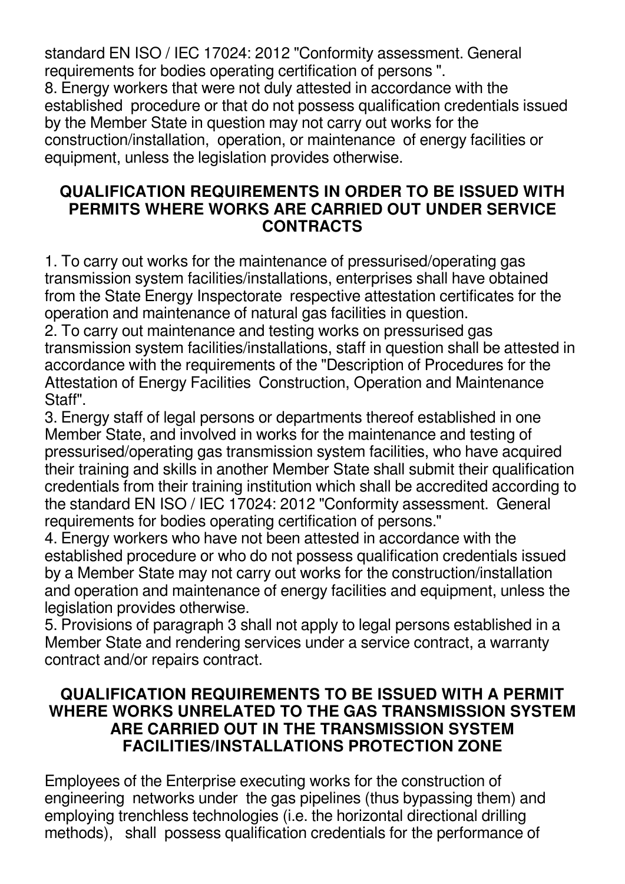standard EN ISO / IEC 17024: 2012 "Conformity assessment. General requirements for bodies operating certification of persons ".

8. Energy workers that were not duly attested in accordance with the established procedure or that do not possess qualification credentials issued by the Member State in question may not carry out works for the construction/installation, operation, or maintenance of energy facilities or equipment, unless the legislation provides otherwise.

## QUALIFICATION REQUIREMENTS IN ORDER TO BE ISSUED WITH PERMITS WHERE WORKS ARE CARRIED OUT UNDER SERVICE CONTRACTS

1. To carry out works for the maintenance of pressurised/operating gas transmission system facilities/installations, enterprises shall have obtained from the State Energy Inspectorate respective attestation certificates for the operation and maintenance of natural gas facilities in question.
2. To carry out maintenance and testing works on pressurised gas transmission system facilities/installations, staff in question shall be attested in accordance with the requirements of the "Description of Procedures for the Attestation of Energy Facilities Construction, Operation and Maintenance Staff".
3. Energy staff of legal persons or departments thereof established in one Member State, and involved in works for the maintenance and testing of pressurised/operating gas transmission system facilities, who have acquired their training and skills in another Member State shall submit their qualification credentials from their training institution which shall be accredited according to the standard EN ISO / IEC 17024: 2012 "Conformity assessment. General requirements for bodies operating certification of persons."
4. Energy workers who have not been attested in accordance with the established procedure or who do not possess qualification credentials issued by a Member State may not carry out works for the construction/installation and operation and maintenance of energy facilities and equipment, unless the legislation provides otherwise.
5. Provisions of paragraph 3 shall not apply to legal persons established in a Member State and rendering services under a service contract, a warranty contract and/or repairs contract.

## QUALIFICATION REQUIREMENTS TO BE ISSUED WITH A PERMIT WHERE WORKS UNRELATED TO THE GAS TRANSMISSION SYSTEM ARE CARRIED OUT IN THE TRANSMISSION SYSTEM FACILITIES/INSTALLATIONS PROTECTION ZONE

Employees of the Enterprise executing works for the construction of engineering networks under the gas pipelines (thus bypassing them) and employing trenchless technologies (i.e. the horizontal directional drilling methods), shall possess qualification credentials for the performance of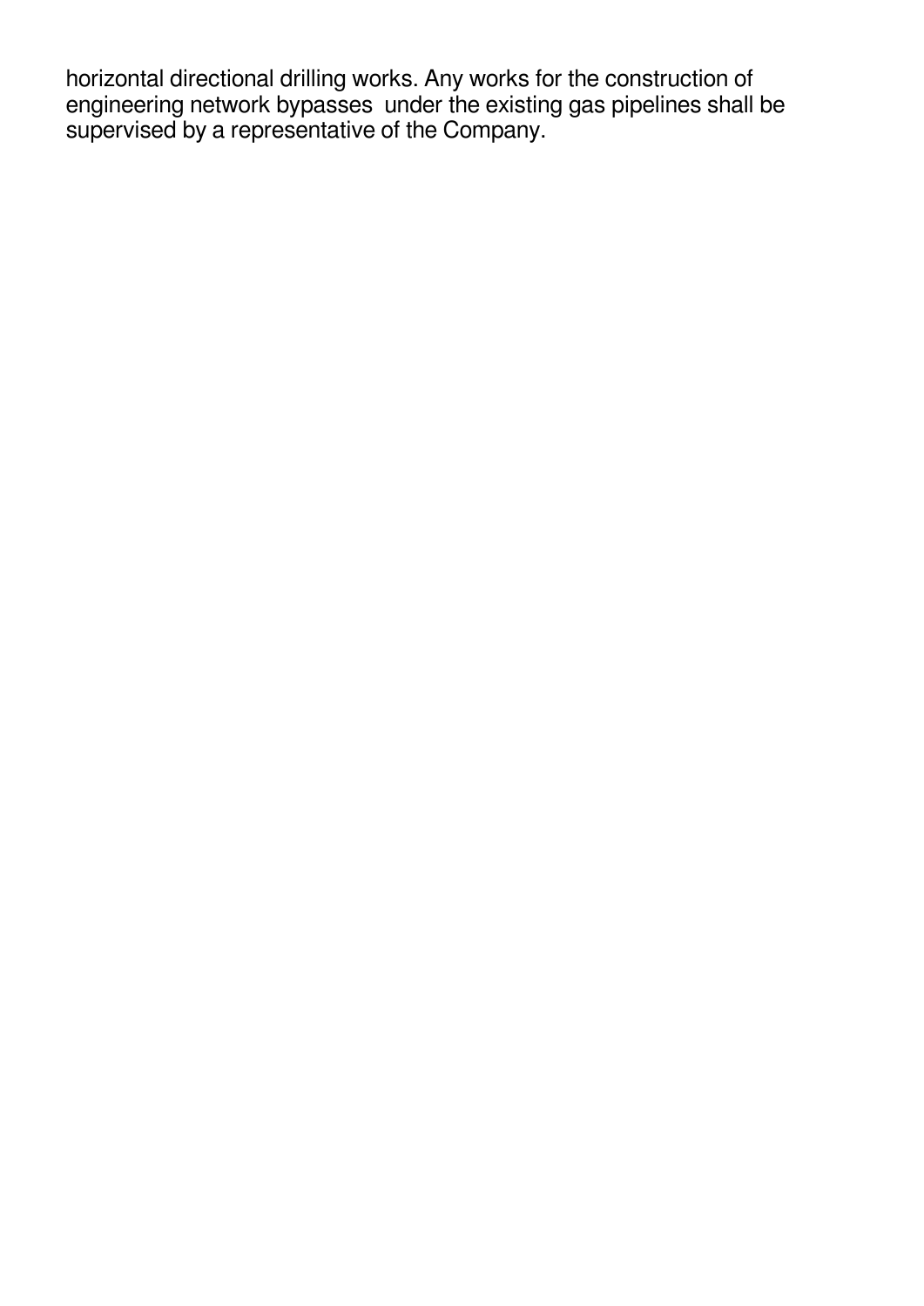horizontal directional drilling works. Any works for the construction of engineering network bypasses under the existing gas pipelines shall be supervised by a representative of the Company.